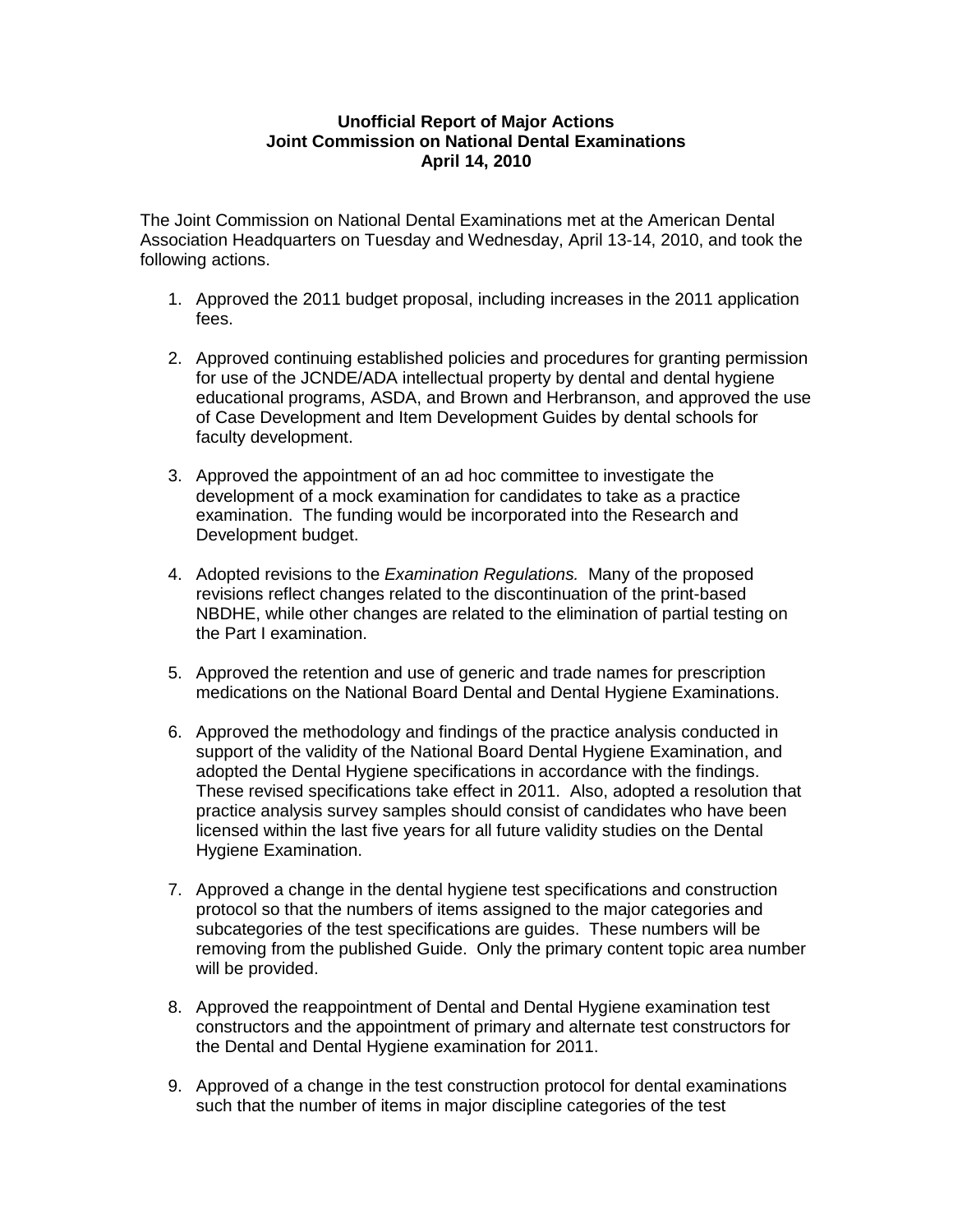**Unofficial Report of Major Actions**
**Joint Commission on National Dental Examinations**
**April 14, 2010**

The Joint Commission on National Dental Examinations met at the American Dental Association Headquarters on Tuesday and Wednesday, April 13-14, 2010, and took the following actions.

1. Approved the 2011 budget proposal, including increases in the 2011 application fees.

2. Approved continuing established policies and procedures for granting permission for use of the JCNDE/ADA intellectual property by dental and dental hygiene educational programs, ASDA, and Brown and Herbranson, and approved the use of Case Development and Item Development Guides by dental schools for faculty development.

3. Approved the appointment of an ad hoc committee to investigate the development of a mock examination for candidates to take as a practice examination. The funding would be incorporated into the Research and Development budget.

4. Adopted revisions to the *Examination Regulations.* Many of the proposed revisions reflect changes related to the discontinuation of the print-based NBDHE, while other changes are related to the elimination of partial testing on the Part I examination.

5. Approved the retention and use of generic and trade names for prescription medications on the National Board Dental and Dental Hygiene Examinations.

6. Approved the methodology and findings of the practice analysis conducted in support of the validity of the National Board Dental Hygiene Examination, and adopted the Dental Hygiene specifications in accordance with the findings. These revised specifications take effect in 2011. Also, adopted a resolution that practice analysis survey samples should consist of candidates who have been licensed within the last five years for all future validity studies on the Dental Hygiene Examination.

7. Approved a change in the dental hygiene test specifications and construction protocol so that the numbers of items assigned to the major categories and subcategories of the test specifications are guides. These numbers will be removing from the published Guide. Only the primary content topic area number will be provided.

8. Approved the reappointment of Dental and Dental Hygiene examination test constructors and the appointment of primary and alternate test constructors for the Dental and Dental Hygiene examination for 2011.

9. Approved of a change in the test construction protocol for dental examinations such that the number of items in major discipline categories of the test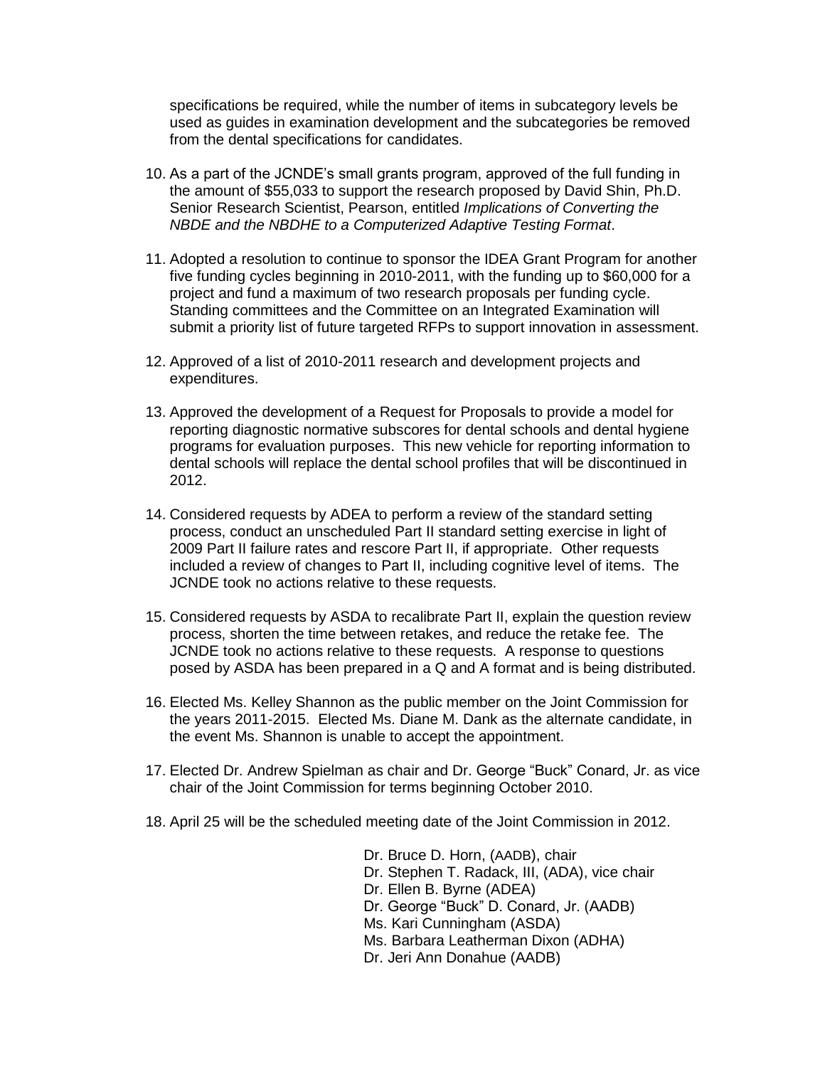specifications be required, while the number of items in subcategory levels be used as guides in examination development and the subcategories be removed from the dental specifications for candidates.

10. As a part of the JCNDE's small grants program, approved of the full funding in the amount of $55,033 to support the research proposed by David Shin, Ph.D. Senior Research Scientist, Pearson, entitled *Implications of Converting the NBDE and the NBDHE to a Computerized Adaptive Testing Format*.

11. Adopted a resolution to continue to sponsor the IDEA Grant Program for another five funding cycles beginning in 2010-2011, with the funding up to $60,000 for a project and fund a maximum of two research proposals per funding cycle. Standing committees and the Committee on an Integrated Examination will submit a priority list of future targeted RFPs to support innovation in assessment.

12. Approved of a list of 2010-2011 research and development projects and expenditures.

13. Approved the development of a Request for Proposals to provide a model for reporting diagnostic normative subscores for dental schools and dental hygiene programs for evaluation purposes. This new vehicle for reporting information to dental schools will replace the dental school profiles that will be discontinued in 2012.

14. Considered requests by ADEA to perform a review of the standard setting process, conduct an unscheduled Part II standard setting exercise in light of 2009 Part II failure rates and rescore Part II, if appropriate. Other requests included a review of changes to Part II, including cognitive level of items. The JCNDE took no actions relative to these requests.

15. Considered requests by ASDA to recalibrate Part II, explain the question review process, shorten the time between retakes, and reduce the retake fee. The JCNDE took no actions relative to these requests. A response to questions posed by ASDA has been prepared in a Q and A format and is being distributed.

16. Elected Ms. Kelley Shannon as the public member on the Joint Commission for the years 2011-2015. Elected Ms. Diane M. Dank as the alternate candidate, in the event Ms. Shannon is unable to accept the appointment.

17. Elected Dr. Andrew Spielman as chair and Dr. George "Buck" Conard, Jr. as vice chair of the Joint Commission for terms beginning October 2010.

18. April 25 will be the scheduled meeting date of the Joint Commission in 2012.

Dr. Bruce D. Horn, (AADB), chair
Dr. Stephen T. Radack, III, (ADA), vice chair
Dr. Ellen B. Byrne (ADEA)
Dr. George "Buck" D. Conard, Jr. (AADB)
Ms. Kari Cunningham (ASDA)
Ms. Barbara Leatherman Dixon (ADHA)
Dr. Jeri Ann Donahue (AADB)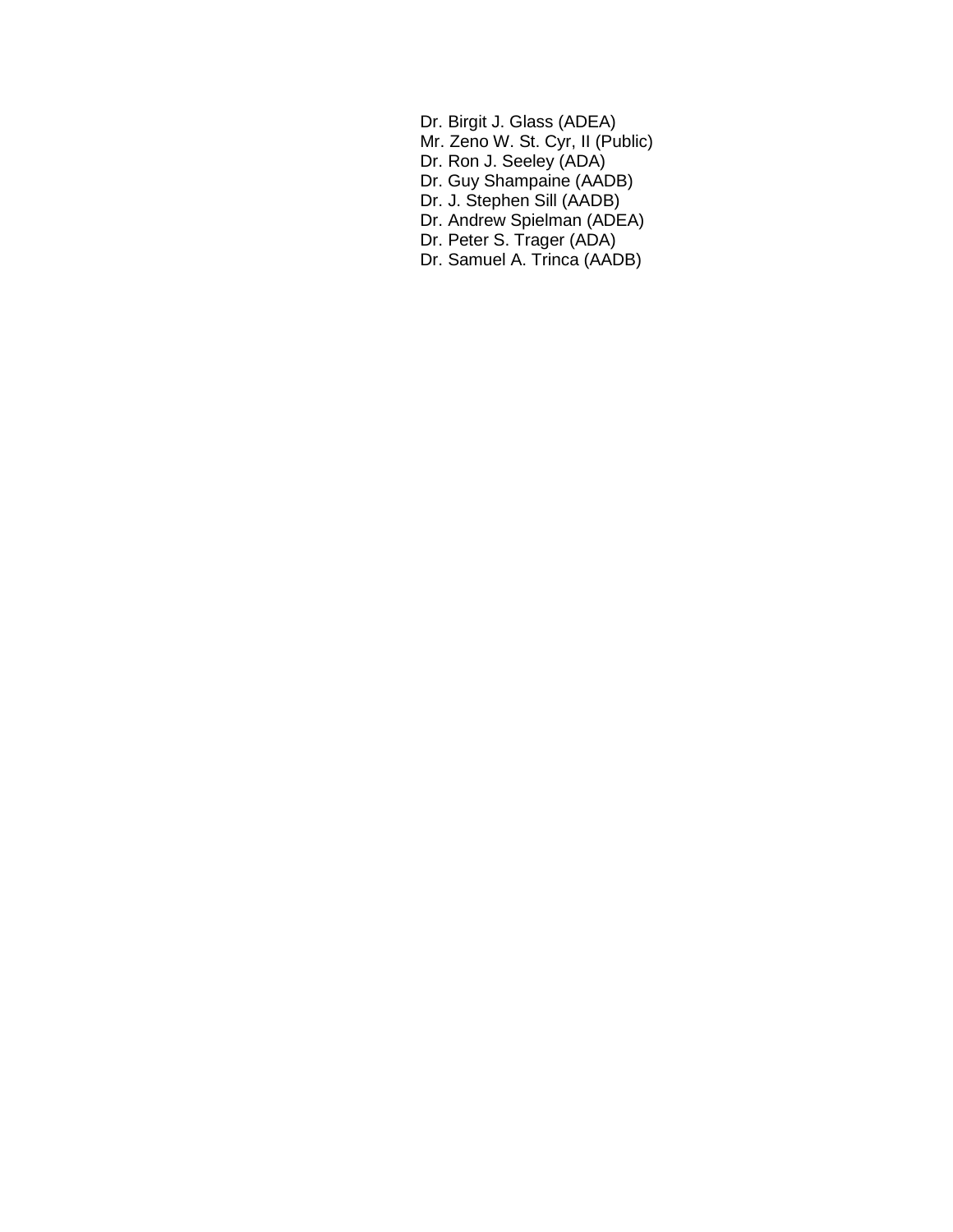Dr. Birgit J. Glass (ADEA)
Mr. Zeno W. St. Cyr, II (Public)
Dr. Ron J. Seeley (ADA)
Dr. Guy Shampaine (AADB)
Dr. J. Stephen Sill (AADB)
Dr. Andrew Spielman (ADEA)
Dr. Peter S. Trager (ADA)
Dr. Samuel A. Trinca (AADB)